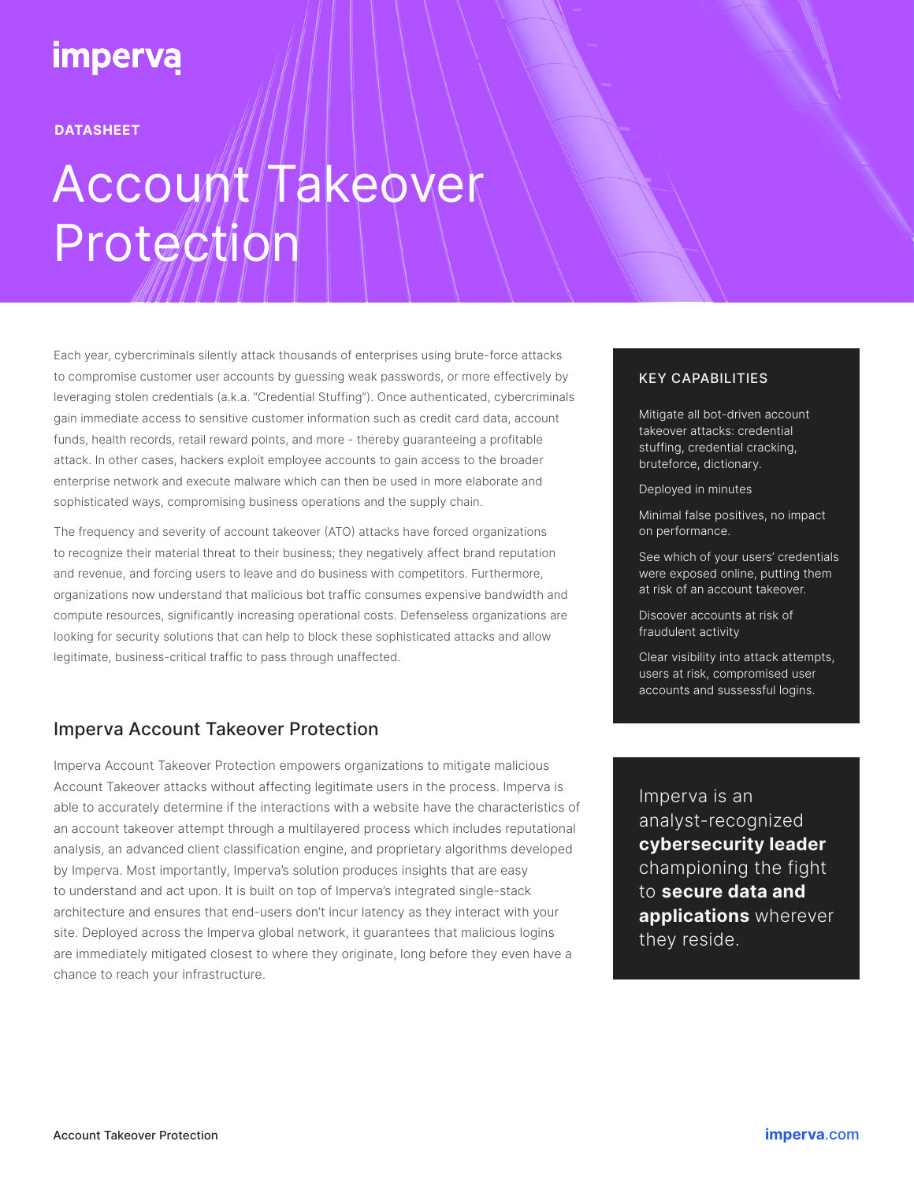imperva

DATASHEET

# Account Takeover Protection

Each year, cybercriminals silently attack thousands of enterprises using brute-force attacks to compromise customer user accounts by guessing weak passwords, or more effectively by leveraging stolen credentials (a.k.a. "Credential Stuffing"). Once authenticated, cybercriminals gain immediate access to sensitive customer information such as credit card data, account funds, health records, retail reward points, and more - thereby guaranteeing a profitable attack. In other cases, hackers exploit employee accounts to gain access to the broader enterprise network and execute malware which can then be used in more elaborate and sophisticated ways, compromising business operations and the supply chain.

The frequency and severity of account takeover (ATO) attacks have forced organizations to recognize their material threat to their business; they negatively affect brand reputation and revenue, and forcing users to leave and do business with competitors. Furthermore, organizations now understand that malicious bot traffic consumes expensive bandwidth and compute resources, significantly increasing operational costs. Defenseless organizations are looking for security solutions that can help to block these sophisticated attacks and allow legitimate, business-critical traffic to pass through unaffected.

## Imperva Account Takeover Protection

Imperva Account Takeover Protection empowers organizations to mitigate malicious Account Takeover attacks without affecting legitimate users in the process. Imperva is able to accurately determine if the interactions with a website have the characteristics of an account takeover attempt through a multilayered process which includes reputational analysis, an advanced client classification engine, and proprietary algorithms developed by Imperva. Most importantly, Imperva's solution produces insights that are easy to understand and act upon. It is built on top of Imperva's integrated single-stack architecture and ensures that end-users don't incur latency as they interact with your site. Deployed across the Imperva global network, it guarantees that malicious logins are immediately mitigated closest to where they originate, long before they even have a chance to reach your infrastructure.

### KEY CAPABILITIES

Mitigate all bot-driven account takeover attacks: credential stuffing, credential cracking, bruteforce, dictionary.

Deployed in minutes

Minimal false positives, no impact on performance.

See which of your users' credentials were exposed online, putting them at risk of an account takeover.

Discover accounts at risk of fraudulent activity

Clear visibility into attack attempts, users at risk, compromised user accounts and sussessful logins.

Imperva is an analyst-recognized **cybersecurity leader** championing the fight to **secure data and applications** wherever they reside.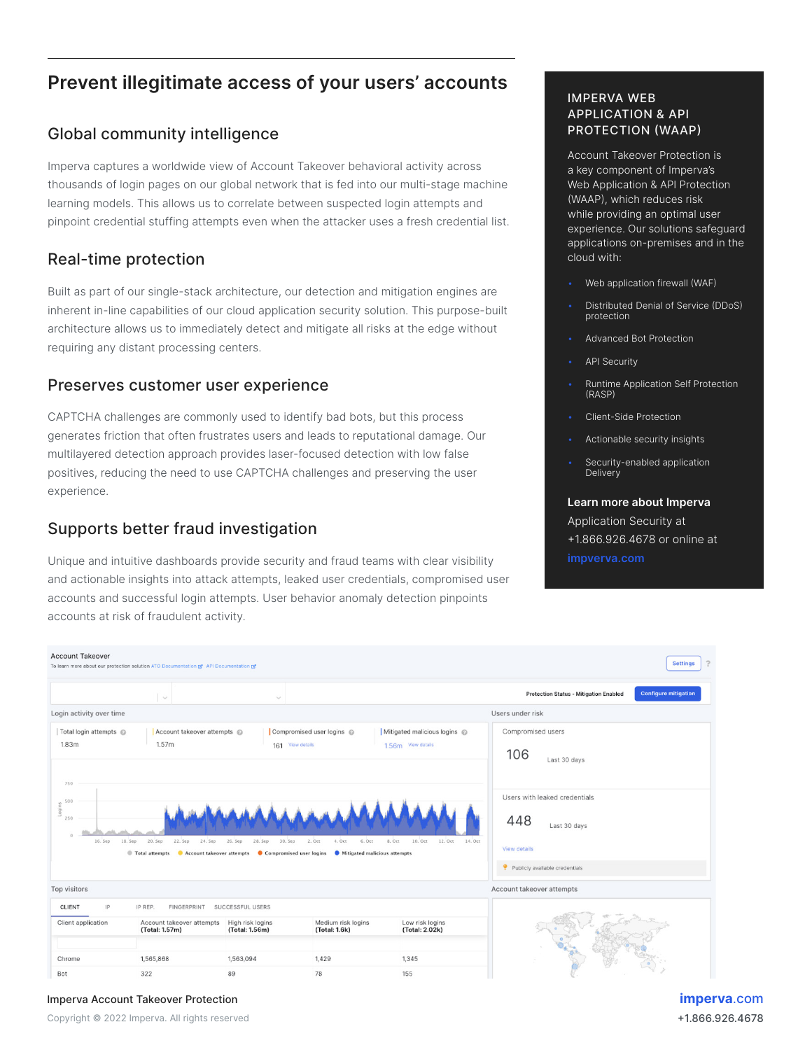## Prevent illegitimate access of your users' accounts

### Global community intelligence

Imperva captures a worldwide view of Account Takeover behavioral activity across thousands of login pages on our global network that is fed into our multi-stage machine learning models. This allows us to correlate between suspected login attempts and pinpoint credential stuffing attempts even when the attacker uses a fresh credential list.

### Real-time protection

Built as part of our single-stack architecture, our detection and mitigation engines are inherent in-line capabilities of our cloud application security solution. This purpose-built architecture allows us to immediately detect and mitigate all risks at the edge without requiring any distant processing centers.

### Preserves customer user experience

CAPTCHA challenges are commonly used to identify bad bots, but this process generates friction that often frustrates users and leads to reputational damage. Our multilayered detection approach provides laser-focused detection with low false positives, reducing the need to use CAPTCHA challenges and preserving the user experience.

### Supports better fraud investigation

Unique and intuitive dashboards provide security and fraud teams with clear visibility and actionable insights into attack attempts, leaked user credentials, compromised user accounts and successful login attempts. User behavior anomaly detection pinpoints accounts at risk of fraudulent activity.

### IMPERVA WEB APPLICATION & API PROTECTION (WAAP)

Account Takeover Protection is a key component of Imperva's Web Application & API Protection (WAAP), which reduces risk while providing an optimal user experience. Our solutions safeguard applications on-premises and in the cloud with:

- Web application firewall (WAF)
- Distributed Denial of Service (DDoS) protection
- Advanced Bot Protection
- API Security
- Runtime Application Self Protection (RASP)
- Client-Side Protection
- Actionable security insights
- Security-enabled application Delivery

**Learn more about Imperva** Application Security at +1.866.926.4678 or online at **impverva.com**

Account Takeover
To learn more about our protection solution ATO Documentation API Documentation
Settings
Protection Status - Mitigation Enabled
Configure mitigation

Login activity over time
Total login attempts 1.83m
Account takeover attempts 1.57m
Compromised user logins 161 View details
Mitigated malicious logins 1.56m View details
750
500
250
0
Logins
16. Sep 18. Sep 20. Sep 22. Sep 24. Sep 26. Sep 28. Sep 30. Sep 2. Oct 4. Oct 6. Oct 8. Oct 10. Oct 12. Oct 14. Oct
Total attempts · Account takeover attempts · Compromised user logins · Mitigated malicious attempts

Users under risk
Compromised users
106 Last 30 days
Users with leaked credentials
448 Last 30 days
View details
Publicly available credentials

Top visitors

| CLIENT | IP | IP REP. | FINGERPRINT | SUCCESSFUL USERS |
|---|---|---|---|---|

| Client application | Account takeover attempts (Total: 1.57m) | High risk logins (Total: 1.56m) | Medium risk logins (Total: 1.6k) | Low risk logins (Total: 2.02k) |
|---|---|---|---|---|
| Chrome | 1,565,868 | 1,563,094 | 1,429 | 1,345 |
| Bot | 322 | 89 | 78 | 155 |

Account takeover attempts

Imperva Account Takeover Protection

Copyright © 2022 Imperva. All rights reserved

imperva.com
+1.866.926.4678